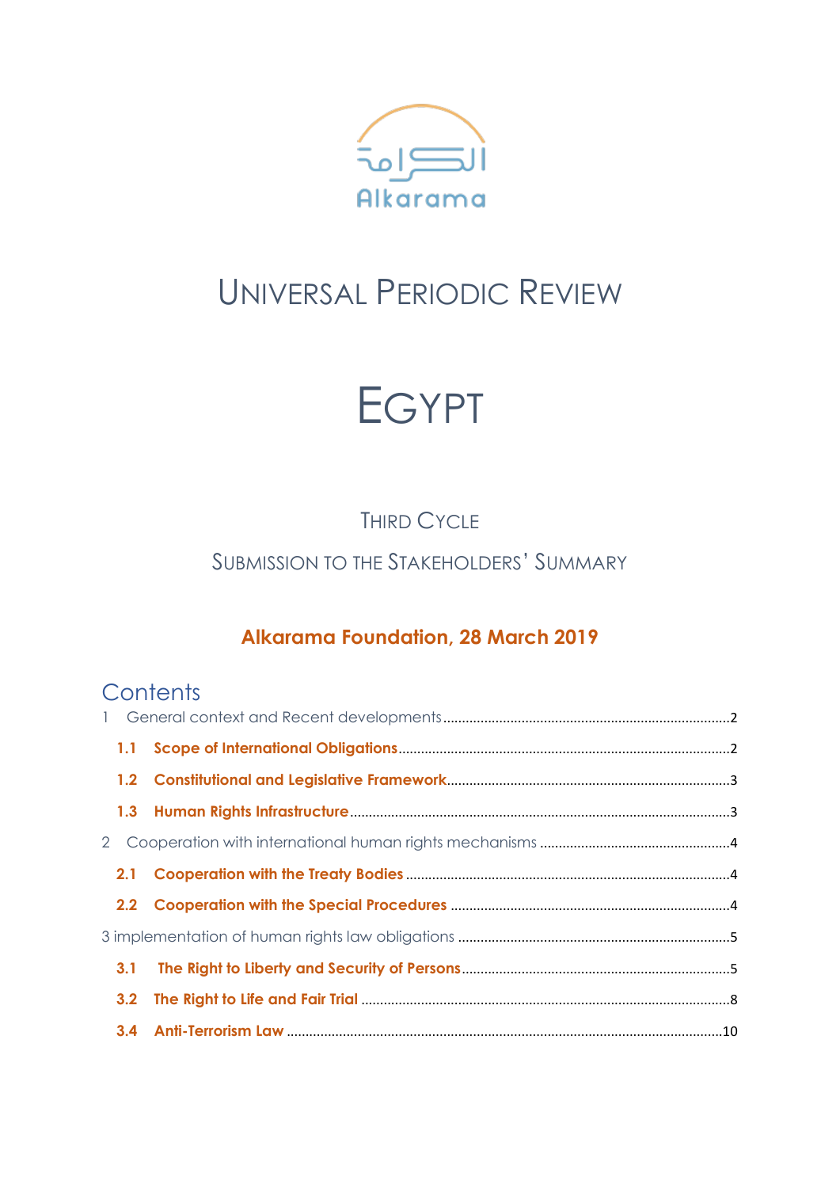Alkarama

# UNIVERSAL PERIODIC REVIEW

# EGYPT

## THIRD CYCLE

## SUBMISSION TO THE STAKEHOLDERS' SUMMARY

**Alkarama Foundation, 28 March 2019**

## Contents

1 General context and Recent developments ........ 2

- **1.1 Scope of International Obligations** ........ 2
- **1.2 Constitutional and Legislative Framework** ........ 3
- **1.3 Human Rights Infrastructure** ........ 3

2 Cooperation with international human rights mechanisms ........ 4

- **2.1 Cooperation with the Treaty Bodies** ........ 4
- **2.2 Cooperation with the Special Procedures** ........ 4

3 implementation of human rights law obligations ........ 5

- **3.1 The Right to Liberty and Security of Persons** ........ 5
- **3.2 The Right to Life and Fair Trial** ........ 8
- **3.4 Anti-Terrorism Law** ........ 10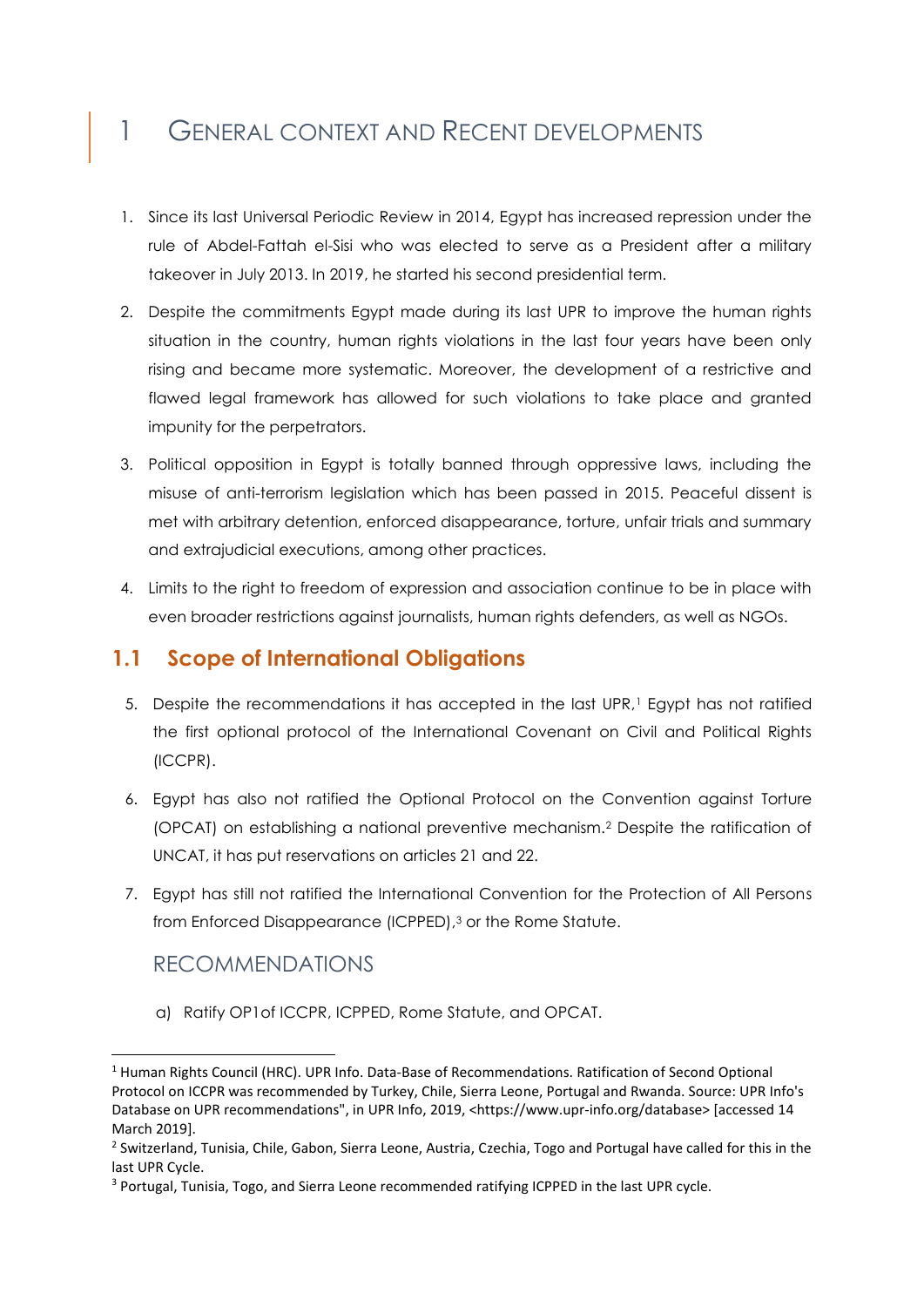# 1 General context and Recent developments

1. Since its last Universal Periodic Review in 2014, Egypt has increased repression under the rule of Abdel-Fattah el-Sisi who was elected to serve as a President after a military takeover in July 2013. In 2019, he started his second presidential term.
2. Despite the commitments Egypt made during its last UPR to improve the human rights situation in the country, human rights violations in the last four years have been only rising and became more systematic. Moreover, the development of a restrictive and flawed legal framework has allowed for such violations to take place and granted impunity for the perpetrators.
3. Political opposition in Egypt is totally banned through oppressive laws, including the misuse of anti-terrorism legislation which has been passed in 2015. Peaceful dissent is met with arbitrary detention, enforced disappearance, torture, unfair trials and summary and extrajudicial executions, among other practices.
4. Limits to the right to freedom of expression and association continue to be in place with even broader restrictions against journalists, human rights defenders, as well as NGOs.

## 1.1 Scope of International Obligations

5. Despite the recommendations it has accepted in the last UPR,[1] Egypt has not ratified the first optional protocol of the International Covenant on Civil and Political Rights (ICCPR).
6. Egypt has also not ratified the Optional Protocol on the Convention against Torture (OPCAT) on establishing a national preventive mechanism.[2] Despite the ratification of UNCAT, it has put reservations on articles 21 and 22.
7. Egypt has still not ratified the International Convention for the Protection of All Persons from Enforced Disappearance (ICPPED),[3] or the Rome Statute.

### RECOMMENDATIONS

a) Ratify OP1of ICCPR, ICPPED, Rome Statute, and OPCAT.

---

[1] Human Rights Council (HRC). UPR Info. Data-Base of Recommendations. Ratification of Second Optional Protocol on ICCPR was recommended by Turkey, Chile, Sierra Leone, Portugal and Rwanda. Source: UPR Info's Database on UPR recommendations", in UPR Info, 2019, <https://www.upr-info.org/database> [accessed 14 March 2019].

[2] Switzerland, Tunisia, Chile, Gabon, Sierra Leone, Austria, Czechia, Togo and Portugal have called for this in the last UPR Cycle.

[3] Portugal, Tunisia, Togo, and Sierra Leone recommended ratifying ICPPED in the last UPR cycle.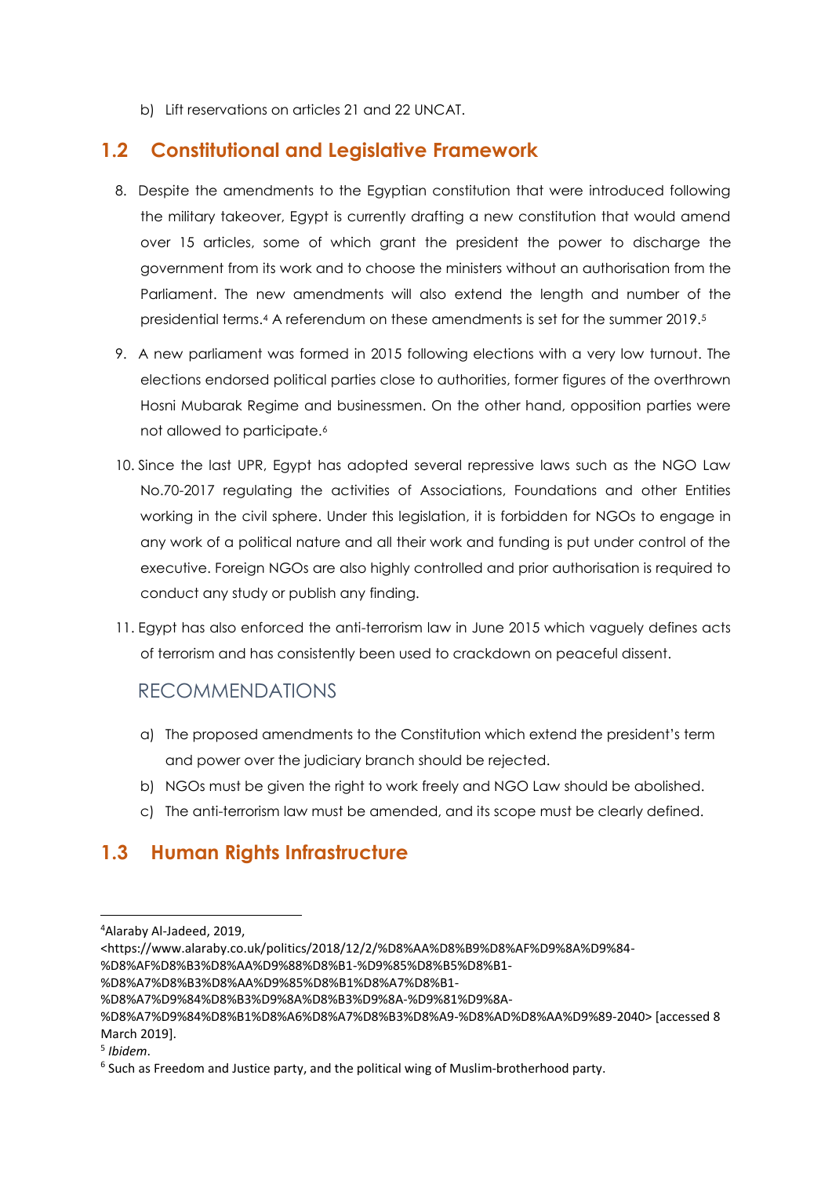b) Lift reservations on articles 21 and 22 UNCAT.

## 1.2 Constitutional and Legislative Framework

8. Despite the amendments to the Egyptian constitution that were introduced following the military takeover, Egypt is currently drafting a new constitution that would amend over 15 articles, some of which grant the president the power to discharge the government from its work and to choose the ministers without an authorisation from the Parliament. The new amendments will also extend the length and number of the presidential terms.[4] A referendum on these amendments is set for the summer 2019.[5]

9. A new parliament was formed in 2015 following elections with a very low turnout. The elections endorsed political parties close to authorities, former figures of the overthrown Hosni Mubarak Regime and businessmen. On the other hand, opposition parties were not allowed to participate.[6]

10. Since the last UPR, Egypt has adopted several repressive laws such as the NGO Law No.70-2017 regulating the activities of Associations, Foundations and other Entities working in the civil sphere. Under this legislation, it is forbidden for NGOs to engage in any work of a political nature and all their work and funding is put under control of the executive. Foreign NGOs are also highly controlled and prior authorisation is required to conduct any study or publish any finding.

11. Egypt has also enforced the anti-terrorism law in June 2015 which vaguely defines acts of terrorism and has consistently been used to crackdown on peaceful dissent.

### RECOMMENDATIONS

a) The proposed amendments to the Constitution which extend the president's term and power over the judiciary branch should be rejected.

b) NGOs must be given the right to work freely and NGO Law should be abolished.

c) The anti-terrorism law must be amended, and its scope must be clearly defined.

## 1.3 Human Rights Infrastructure

[4] Alaraby Al-Jadeed, 2019, <https://www.alaraby.co.uk/politics/2018/12/2/%D8%AA%D8%B9%D8%AF%D9%8A%D9%84-%D8%AF%D8%B3%D8%AA%D9%88%D8%B1-%D9%85%D8%B5%D8%B1-%D8%A7%D8%B3%D8%AA%D9%85%D8%B1%D8%A7%D8%B1-%D8%A7%D9%84%D8%B3%D9%8A%D8%B3%D9%8A-%D9%81%D9%8A-%D8%A7%D9%84%D8%B1%D8%A6%D8%A7%D8%B3%D8%A9-%D8%AD%D8%AA%D9%89-2040> [accessed 8 March 2019].

[5] *Ibidem*.

[6] Such as Freedom and Justice party, and the political wing of Muslim-brotherhood party.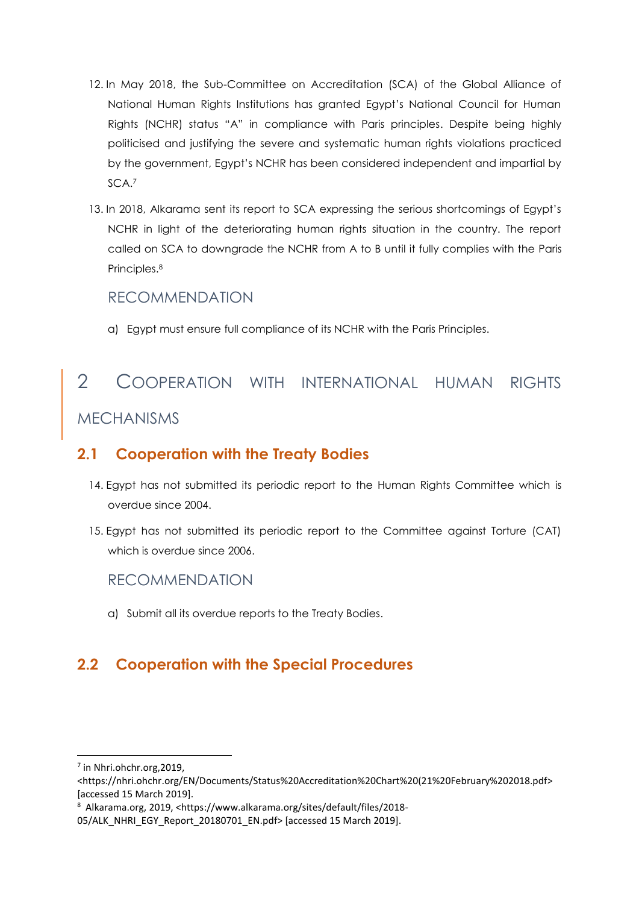12. In May 2018, the Sub-Committee on Accreditation (SCA) of the Global Alliance of National Human Rights Institutions has granted Egypt's National Council for Human Rights (NCHR) status "A" in compliance with Paris principles. Despite being highly politicised and justifying the severe and systematic human rights violations practiced by the government, Egypt's NCHR has been considered independent and impartial by SCA.[7]

13. In 2018, Alkarama sent its report to SCA expressing the serious shortcomings of Egypt's NCHR in light of the deteriorating human rights situation in the country. The report called on SCA to downgrade the NCHR from A to B until it fully complies with the Paris Principles.[8]

### RECOMMENDATION

a) Egypt must ensure full compliance of its NCHR with the Paris Principles.

# 2 COOPERATION WITH INTERNATIONAL HUMAN RIGHTS MECHANISMS

## 2.1 Cooperation with the Treaty Bodies

14. Egypt has not submitted its periodic report to the Human Rights Committee which is overdue since 2004.

15. Egypt has not submitted its periodic report to the Committee against Torture (CAT) which is overdue since 2006.

### RECOMMENDATION

a) Submit all its overdue reports to the Treaty Bodies.

## 2.2 Cooperation with the Special Procedures

---

[7] in Nhri.ohchr.org,2019, <https://nhri.ohchr.org/EN/Documents/Status%20Accreditation%20Chart%20(21%20February%202018.pdf> [accessed 15 March 2019].

[8] Alkarama.org, 2019, <https://www.alkarama.org/sites/default/files/2018-05/ALK_NHRI_EGY_Report_20180701_EN.pdf> [accessed 15 March 2019].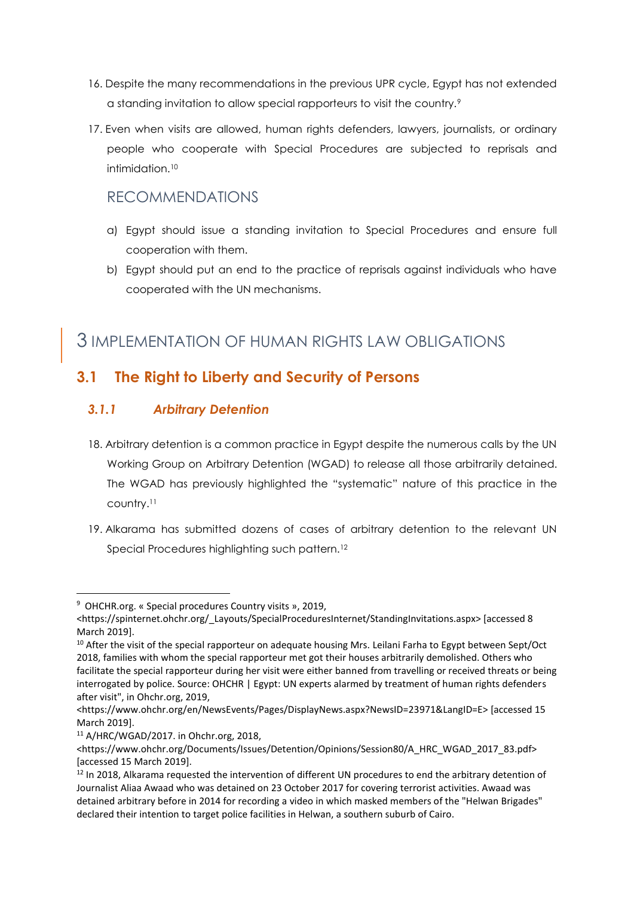16. Despite the many recommendations in the previous UPR cycle, Egypt has not extended a standing invitation to allow special rapporteurs to visit the country.[9]

17. Even when visits are allowed, human rights defenders, lawyers, journalists, or ordinary people who cooperate with Special Procedures are subjected to reprisals and intimidation.[10]

### RECOMMENDATIONS

a) Egypt should issue a standing invitation to Special Procedures and ensure full cooperation with them.

b) Egypt should put an end to the practice of reprisals against individuals who have cooperated with the UN mechanisms.

# 3 IMPLEMENTATION OF HUMAN RIGHTS LAW OBLIGATIONS

## 3.1 The Right to Liberty and Security of Persons

### *3.1.1 Arbitrary Detention*

18. Arbitrary detention is a common practice in Egypt despite the numerous calls by the UN Working Group on Arbitrary Detention (WGAD) to release all those arbitrarily detained. The WGAD has previously highlighted the "systematic" nature of this practice in the country.[11]

19. Alkarama has submitted dozens of cases of arbitrary detention to the relevant UN Special Procedures highlighting such pattern.[12]

---

[9] OHCHR.org. « Special procedures Country visits », 2019, <https://spinternet.ohchr.org/_Layouts/SpecialProceduresInternet/StandingInvitations.aspx> [accessed 8 March 2019].

[10] After the visit of the special rapporteur on adequate housing Mrs. Leilani Farha to Egypt between Sept/Oct 2018, families with whom the special rapporteur met got their houses arbitrarily demolished. Others who facilitate the special rapporteur during her visit were either banned from travelling or received threats or being interrogated by police. Source: OHCHR | Egypt: UN experts alarmed by treatment of human rights defenders after visit", in Ohchr.org, 2019, <https://www.ohchr.org/en/NewsEvents/Pages/DisplayNews.aspx?NewsID=23971&LangID=E> [accessed 15 March 2019].

[11] A/HRC/WGAD/2017. in Ohchr.org, 2018, <https://www.ohchr.org/Documents/Issues/Detention/Opinions/Session80/A_HRC_WGAD_2017_83.pdf> [accessed 15 March 2019].

[12] In 2018, Alkarama requested the intervention of different UN procedures to end the arbitrary detention of Journalist Aliaa Awaad who was detained on 23 October 2017 for covering terrorist activities. Awaad was detained arbitrary before in 2014 for recording a video in which masked members of the "Helwan Brigades" declared their intention to target police facilities in Helwan, a southern suburb of Cairo.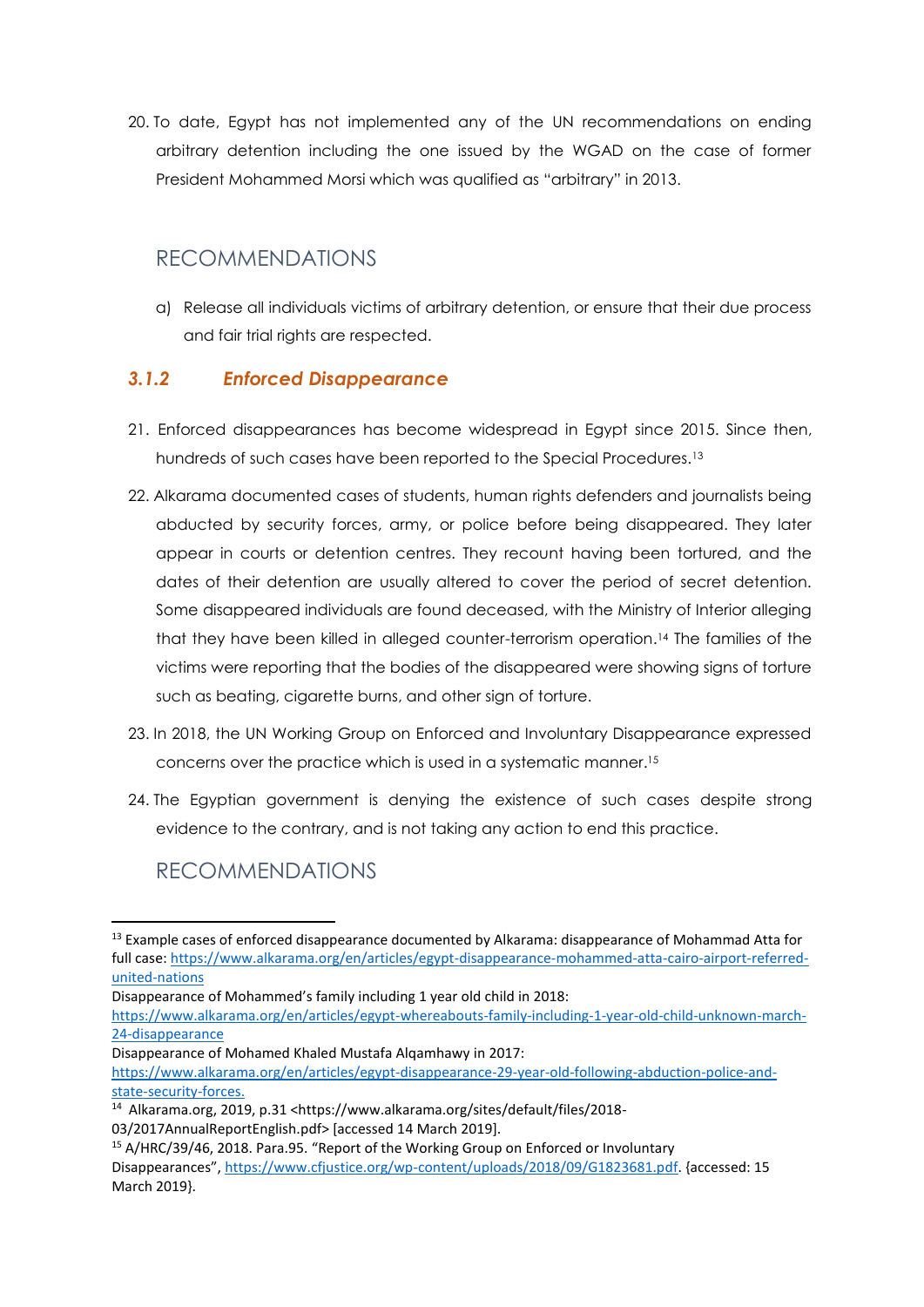20. To date, Egypt has not implemented any of the UN recommendations on ending arbitrary detention including the one issued by the WGAD on the case of former President Mohammed Morsi which was qualified as "arbitrary" in 2013.

## RECOMMENDATIONS

a) Release all individuals victims of arbitrary detention, or ensure that their due process and fair trial rights are respected.

### *3.1.2 Enforced Disappearance*

21. Enforced disappearances has become widespread in Egypt since 2015. Since then, hundreds of such cases have been reported to the Special Procedures.[13]

22. Alkarama documented cases of students, human rights defenders and journalists being abducted by security forces, army, or police before being disappeared. They later appear in courts or detention centres. They recount having been tortured, and the dates of their detention are usually altered to cover the period of secret detention. Some disappeared individuals are found deceased, with the Ministry of Interior alleging that they have been killed in alleged counter-terrorism operation.[14] The families of the victims were reporting that the bodies of the disappeared were showing signs of torture such as beating, cigarette burns, and other sign of torture.

23. In 2018, the UN Working Group on Enforced and Involuntary Disappearance expressed concerns over the practice which is used in a systematic manner.[15]

24. The Egyptian government is denying the existence of such cases despite strong evidence to the contrary, and is not taking any action to end this practice.

## RECOMMENDATIONS

---

[13] Example cases of enforced disappearance documented by Alkarama: disappearance of Mohammad Atta for full case: https://www.alkarama.org/en/articles/egypt-disappearance-mohammed-atta-cairo-airport-referred-united-nations

Disappearance of Mohammed's family including 1 year old child in 2018: https://www.alkarama.org/en/articles/egypt-whereabouts-family-including-1-year-old-child-unknown-march-24-disappearance

Disappearance of Mohamed Khaled Mustafa Alqamhawy in 2017: https://www.alkarama.org/en/articles/egypt-disappearance-29-year-old-following-abduction-police-and-state-security-forces.

[14] Alkarama.org, 2019, p.31 <https://www.alkarama.org/sites/default/files/2018-03/2017AnnualReportEnglish.pdf> [accessed 14 March 2019].

[15] A/HRC/39/46, 2018. Para.95. "Report of the Working Group on Enforced or Involuntary Disappearances", https://www.cfjustice.org/wp-content/uploads/2018/09/G1823681.pdf. {accessed: 15 March 2019}.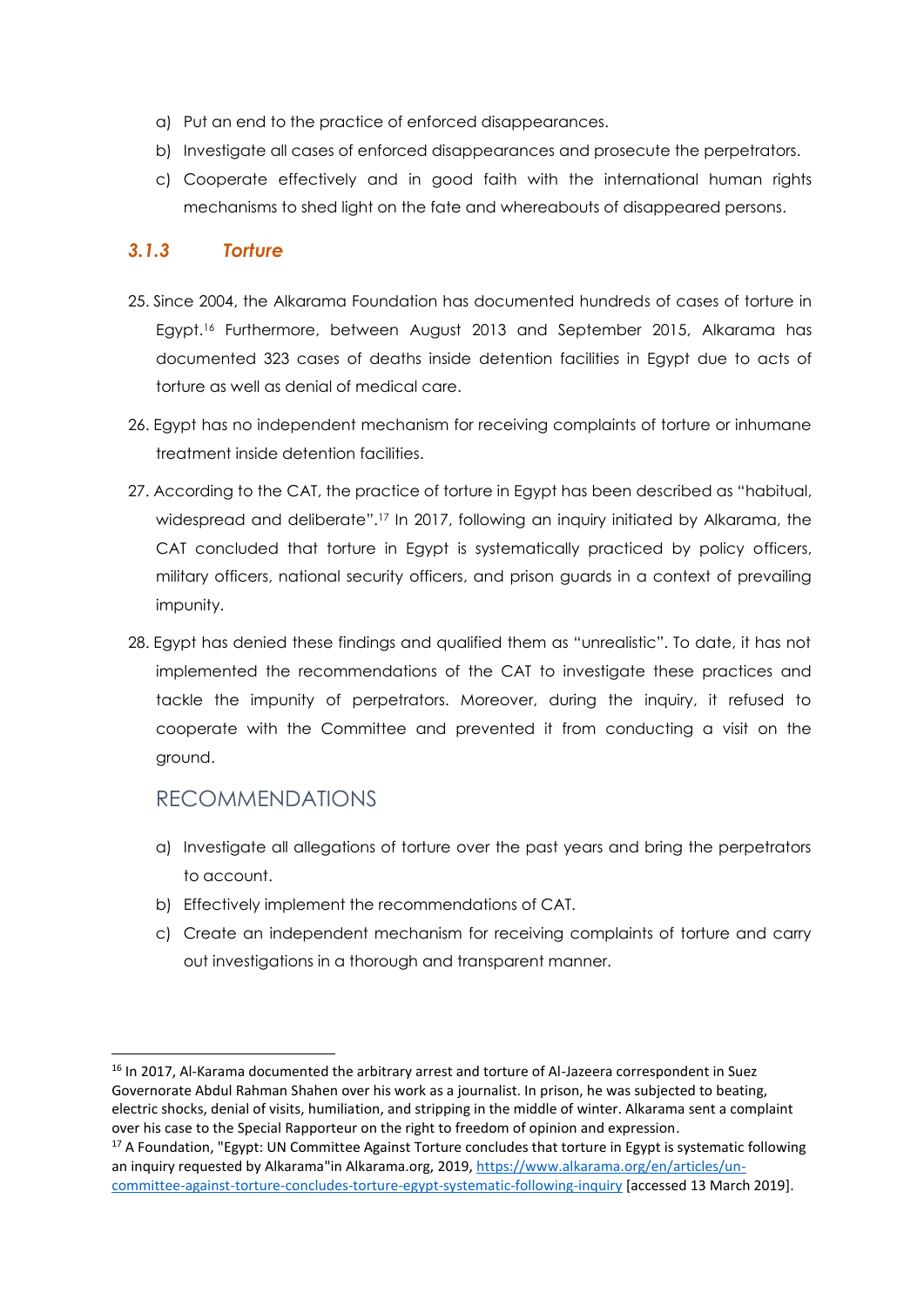a) Put an end to the practice of enforced disappearances.
b) Investigate all cases of enforced disappearances and prosecute the perpetrators.
c) Cooperate effectively and in good faith with the international human rights mechanisms to shed light on the fate and whereabouts of disappeared persons.

### *3.1.3 Torture*

25. Since 2004, the Alkarama Foundation has documented hundreds of cases of torture in Egypt.[16] Furthermore, between August 2013 and September 2015, Alkarama has documented 323 cases of deaths inside detention facilities in Egypt due to acts of torture as well as denial of medical care.

26. Egypt has no independent mechanism for receiving complaints of torture or inhumane treatment inside detention facilities.

27. According to the CAT, the practice of torture in Egypt has been described as "habitual, widespread and deliberate".[17] In 2017, following an inquiry initiated by Alkarama, the CAT concluded that torture in Egypt is systematically practiced by policy officers, military officers, national security officers, and prison guards in a context of prevailing impunity.

28. Egypt has denied these findings and qualified them as "unrealistic". To date, it has not implemented the recommendations of the CAT to investigate these practices and tackle the impunity of perpetrators. Moreover, during the inquiry, it refused to cooperate with the Committee and prevented it from conducting a visit on the ground.

## RECOMMENDATIONS

a) Investigate all allegations of torture over the past years and bring the perpetrators to account.
b) Effectively implement the recommendations of CAT.
c) Create an independent mechanism for receiving complaints of torture and carry out investigations in a thorough and transparent manner.

---

[16] In 2017, Al-Karama documented the arbitrary arrest and torture of Al-Jazeera correspondent in Suez Governorate Abdul Rahman Shahen over his work as a journalist. In prison, he was subjected to beating, electric shocks, denial of visits, humiliation, and stripping in the middle of winter. Alkarama sent a complaint over his case to the Special Rapporteur on the right to freedom of opinion and expression.

[17] A Foundation, "Egypt: UN Committee Against Torture concludes that torture in Egypt is systematic following an inquiry requested by Alkarama"in Alkarama.org, 2019, [https://www.alkarama.org/en/articles/un-committee-against-torture-concludes-torture-egypt-systematic-following-inquiry](https://www.alkarama.org/en/articles/un-committee-against-torture-concludes-torture-egypt-systematic-following-inquiry) [accessed 13 March 2019].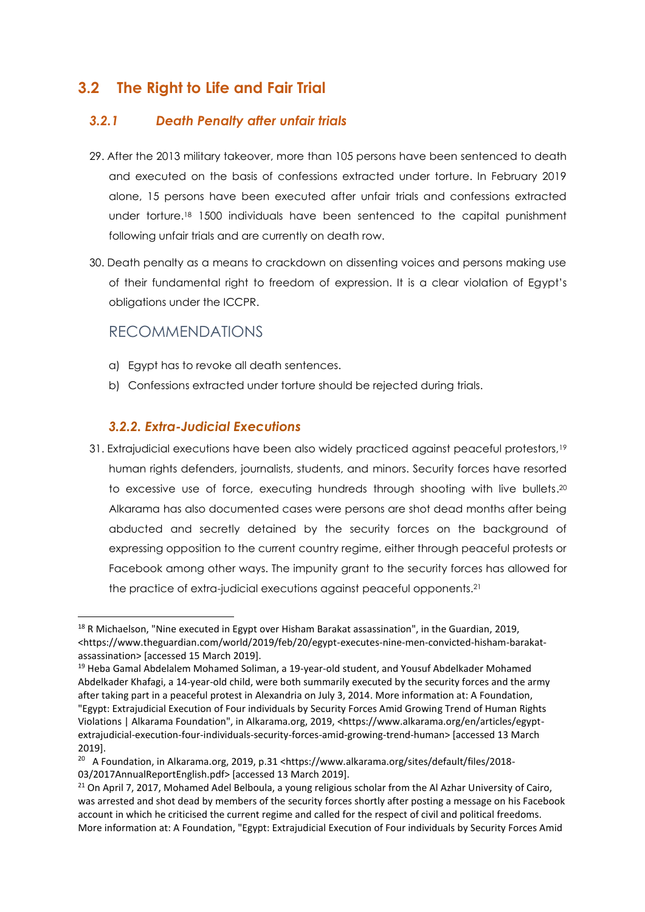## 3.2 The Right to Life and Fair Trial

### *3.2.1 Death Penalty after unfair trials*

29. After the 2013 military takeover, more than 105 persons have been sentenced to death and executed on the basis of confessions extracted under torture. In February 2019 alone, 15 persons have been executed after unfair trials and confessions extracted under torture.[18] 1500 individuals have been sentenced to the capital punishment following unfair trials and are currently on death row.

30. Death penalty as a means to crackdown on dissenting voices and persons making use of their fundamental right to freedom of expression. It is a clear violation of Egypt's obligations under the ICCPR.

#### RECOMMENDATIONS

a) Egypt has to revoke all death sentences.
b) Confessions extracted under torture should be rejected during trials.

### *3.2.2. Extra-Judicial Executions*

31. Extrajudicial executions have been also widely practiced against peaceful protestors,[19] human rights defenders, journalists, students, and minors. Security forces have resorted to excessive use of force, executing hundreds through shooting with live bullets.[20] Alkarama has also documented cases were persons are shot dead months after being abducted and secretly detained by the security forces on the background of expressing opposition to the current country regime, either through peaceful protests or Facebook among other ways. The impunity grant to the security forces has allowed for the practice of extra-judicial executions against peaceful opponents.[21]

---

[18] R Michaelson, "Nine executed in Egypt over Hisham Barakat assassination", in the Guardian, 2019, <https://www.theguardian.com/world/2019/feb/20/egypt-executes-nine-men-convicted-hisham-barakat-assassination> [accessed 15 March 2019].

[19] Heba Gamal Abdelalem Mohamed Soliman, a 19-year-old student, and Yousuf Abdelkader Mohamed Abdelkader Khafagi, a 14-year-old child, were both summarily executed by the security forces and the army after taking part in a peaceful protest in Alexandria on July 3, 2014. More information at: A Foundation, "Egypt: Extrajudicial Execution of Four individuals by Security Forces Amid Growing Trend of Human Rights Violations | Alkarama Foundation", in Alkarama.org, 2019, <https://www.alkarama.org/en/articles/egypt-extrajudicial-execution-four-individuals-security-forces-amid-growing-trend-human> [accessed 13 March 2019].

[20] A Foundation, in Alkarama.org, 2019, p.31 <https://www.alkarama.org/sites/default/files/2018-03/2017AnnualReportEnglish.pdf> [accessed 13 March 2019].

[21] On April 7, 2017, Mohamed Adel Belboula, a young religious scholar from the Al Azhar University of Cairo, was arrested and shot dead by members of the security forces shortly after posting a message on his Facebook account in which he criticised the current regime and called for the respect of civil and political freedoms. More information at: A Foundation, "Egypt: Extrajudicial Execution of Four individuals by Security Forces Amid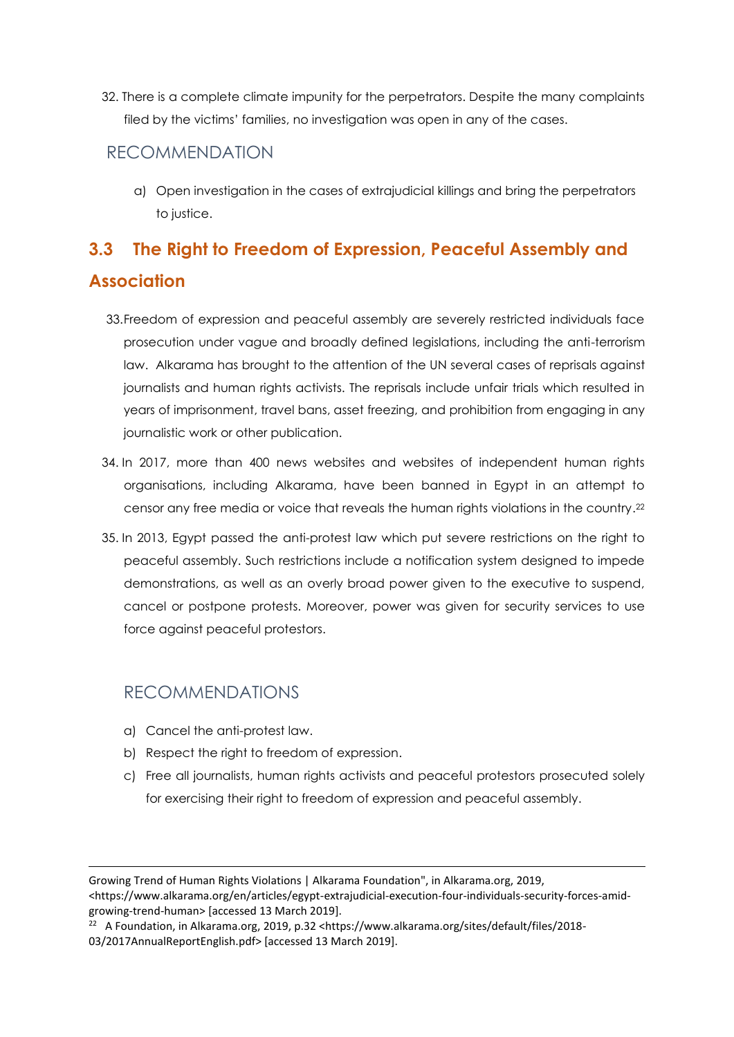32. There is a complete climate impunity for the perpetrators. Despite the many complaints filed by the victims' families, no investigation was open in any of the cases.

### RECOMMENDATION

a) Open investigation in the cases of extrajudicial killings and bring the perpetrators to justice.

## 3.3 The Right to Freedom of Expression, Peaceful Assembly and Association

33. Freedom of expression and peaceful assembly are severely restricted individuals face prosecution under vague and broadly defined legislations, including the anti-terrorism law. Alkarama has brought to the attention of the UN several cases of reprisals against journalists and human rights activists. The reprisals include unfair trials which resulted in years of imprisonment, travel bans, asset freezing, and prohibition from engaging in any journalistic work or other publication.

34. In 2017, more than 400 news websites and websites of independent human rights organisations, including Alkarama, have been banned in Egypt in an attempt to censor any free media or voice that reveals the human rights violations in the country.[22]

35. In 2013, Egypt passed the anti-protest law which put severe restrictions on the right to peaceful assembly. Such restrictions include a notification system designed to impede demonstrations, as well as an overly broad power given to the executive to suspend, cancel or postpone protests. Moreover, power was given for security services to use force against peaceful protestors.

### RECOMMENDATIONS

a) Cancel the anti-protest law.
b) Respect the right to freedom of expression.
c) Free all journalists, human rights activists and peaceful protestors prosecuted solely for exercising their right to freedom of expression and peaceful assembly.

---

Growing Trend of Human Rights Violations | Alkarama Foundation", in Alkarama.org, 2019, <https://www.alkarama.org/en/articles/egypt-extrajudicial-execution-four-individuals-security-forces-amid-growing-trend-human> [accessed 13 March 2019].

[22] A Foundation, in Alkarama.org, 2019, p.32 <https://www.alkarama.org/sites/default/files/2018-03/2017AnnualReportEnglish.pdf> [accessed 13 March 2019].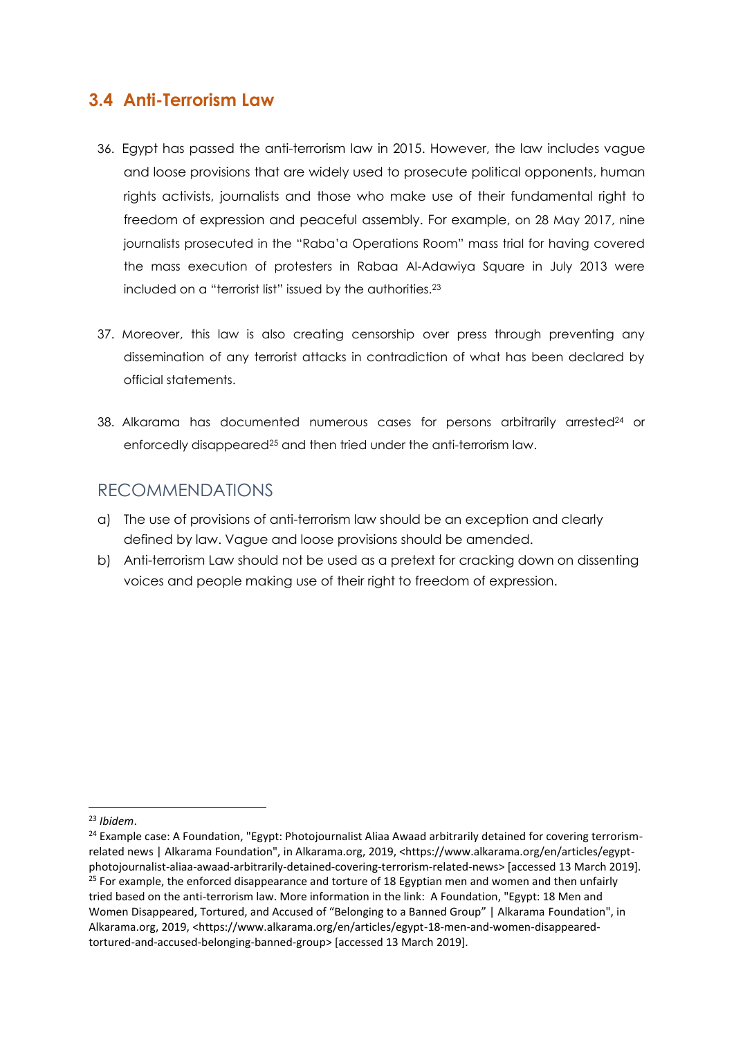## 3.4 Anti-Terrorism Law

36. Egypt has passed the anti-terrorism law in 2015. However, the law includes vague and loose provisions that are widely used to prosecute political opponents, human rights activists, journalists and those who make use of their fundamental right to freedom of expression and peaceful assembly. For example, on 28 May 2017, nine journalists prosecuted in the "Raba'a Operations Room" mass trial for having covered the mass execution of protesters in Rabaa Al-Adawiya Square in July 2013 were included on a "terrorist list" issued by the authorities.[23]

37. Moreover, this law is also creating censorship over press through preventing any dissemination of any terrorist attacks in contradiction of what has been declared by official statements.

38. Alkarama has documented numerous cases for persons arbitrarily arrested[24] or enforcedly disappeared[25] and then tried under the anti-terrorism law.

### RECOMMENDATIONS

a) The use of provisions of anti-terrorism law should be an exception and clearly defined by law. Vague and loose provisions should be amended.

b) Anti-terrorism Law should not be used as a pretext for cracking down on dissenting voices and people making use of their right to freedom of expression.

---

[23] *Ibidem*.

[24] Example case: A Foundation, "Egypt: Photojournalist Aliaa Awaad arbitrarily detained for covering terrorism-related news | Alkarama Foundation", in Alkarama.org, 2019, <https://www.alkarama.org/en/articles/egypt-photojournalist-aliaa-awaad-arbitrarily-detained-covering-terrorism-related-news> [accessed 13 March 2019].

[25] For example, the enforced disappearance and torture of 18 Egyptian men and women and then unfairly tried based on the anti-terrorism law. More information in the link: A Foundation, "Egypt: 18 Men and Women Disappeared, Tortured, and Accused of "Belonging to a Banned Group" | Alkarama Foundation", in Alkarama.org, 2019, <https://www.alkarama.org/en/articles/egypt-18-men-and-women-disappeared-tortured-and-accused-belonging-banned-group> [accessed 13 March 2019].